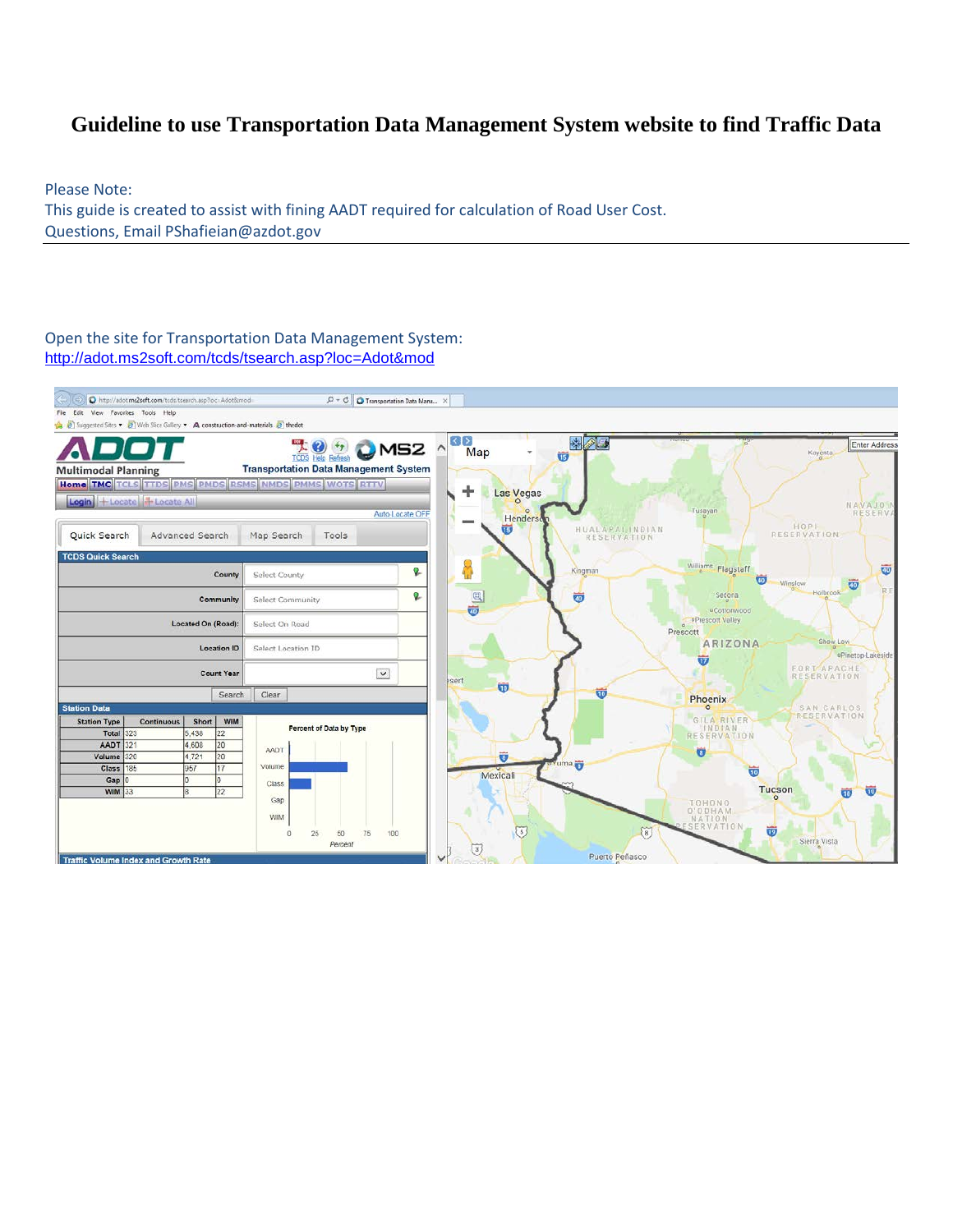# Guideline to use Transportation Data Management System website to find Traffic Data

Please Note:
This guide is created to assist with fining AADT required for calculation of Road User Cost.
Questions, Email PShafieian@azdot.gov

Open the site for Transportation Data Management System:
http://adot.ms2soft.com/tcds/tsearch.asp?loc=Adot&mod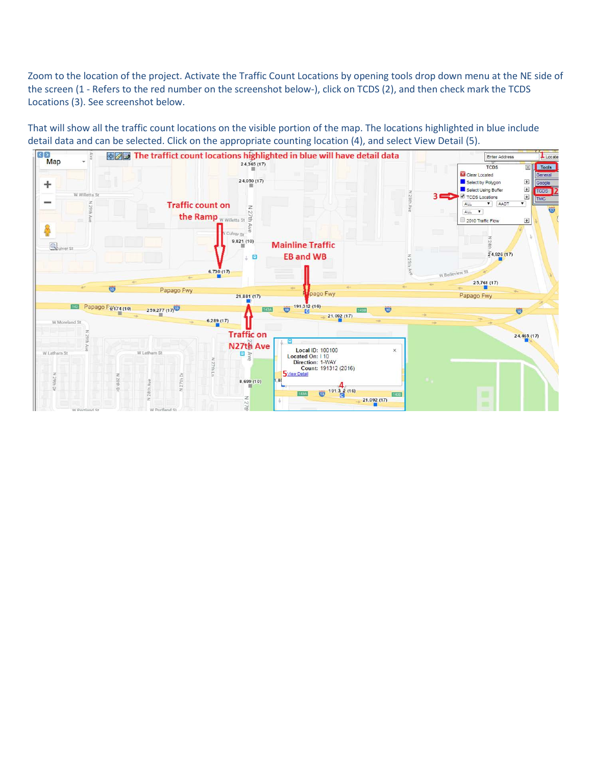Zoom to the location of the project. Activate the Traffic Count Locations by opening tools drop down menu at the NE side of the screen (1 - Refers to the red number on the screenshot below-), click on TCDS (2), and then check mark the TCDS Locations (3). See screenshot below.

That will show all the traffic count locations on the visible portion of the map. The locations highlighted in blue include detail data and can be selected. Click on the appropriate counting location (4), and select View Detail (5).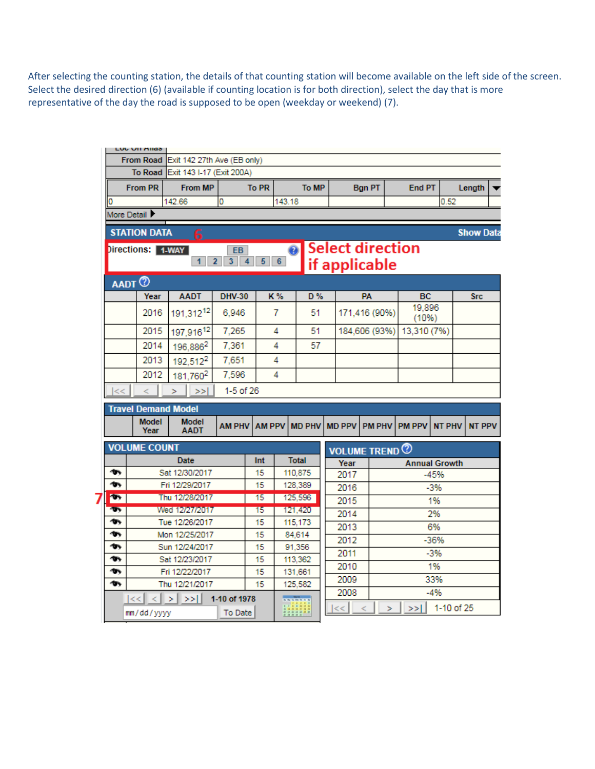After selecting the counting station, the details of that counting station will become available on the left side of the screen. Select the desired direction (6) (available if counting location is for both direction), select the day that is more representative of the day the road is supposed to be open (weekday or weekend) (7).

| | |
|---|---|
| From Road | Exit 142 27th Ave (EB only) |
| To Road | Exit 143 I-17 (Exit 200A) |

| From PR | From MP | To PR | To MP | Bgn PT | End PT | Length |
|---|---|---|---|---|---|---|
| 0 | 142.66 | 0 | 143.18 | | | 0.52 |

More Detail

**STATION DATA** 6 — Show Data

Directions: 1-WAY EB 1 2 3 4 5 6

**Select direction if applicable**

**AADT**

| Year | AADT | DHV-30 | K % | D % | PA | BC | Src |
|---|---|---|---|---|---|---|---|
| 2016 | 191,312[12] | 6,946 | 7 | 51 | 171,416 (90%) | 19,896 (10%) | |
| 2015 | 197,916[12] | 7,265 | 4 | 51 | 184,606 (93%) | 13,310 (7%) | |
| 2014 | 196,886[2] | 7,361 | 4 | 57 | | | |
| 2013 | 192,512[2] | 7,651 | 4 | | | | |
| 2012 | 181,760[2] | 7,596 | 4 | | | | |

1-5 of 26

**Travel Demand Model**

| Model Year | Model AADT | AM PHV | AM PPV | MD PHV | MD PPV | PM PHV | PM PPV | NT PHV | NT PPV |
|---|---|---|---|---|---|---|---|---|---|

**VOLUME COUNT**

| Date | Int | Total |
|---|---|---|
| Sat 12/30/2017 | 15 | 110,875 |
| Fri 12/29/2017 | 15 | 128,389 |
| Thu 12/28/2017 | 15 | 125,596 |
| Wed 12/27/2017 | 15 | 121,420 |
| Tue 12/26/2017 | 15 | 115,173 |
| Mon 12/25/2017 | 15 | 84,614 |
| Sun 12/24/2017 | 15 | 91,356 |
| Sat 12/23/2017 | 15 | 113,362 |
| Fri 12/22/2017 | 15 | 131,661 |
| Thu 12/21/2017 | 15 | 125,582 |

1-10 of 1978 — mm/dd/yyyy — To Date

7

**VOLUME TREND**

| Year | Annual Growth |
|---|---|
| 2017 | -45% |
| 2016 | -3% |
| 2015 | 1% |
| 2014 | 2% |
| 2013 | 6% |
| 2012 | -36% |
| 2011 | -3% |
| 2010 | 1% |
| 2009 | 33% |
| 2008 | -4% |

1-10 of 25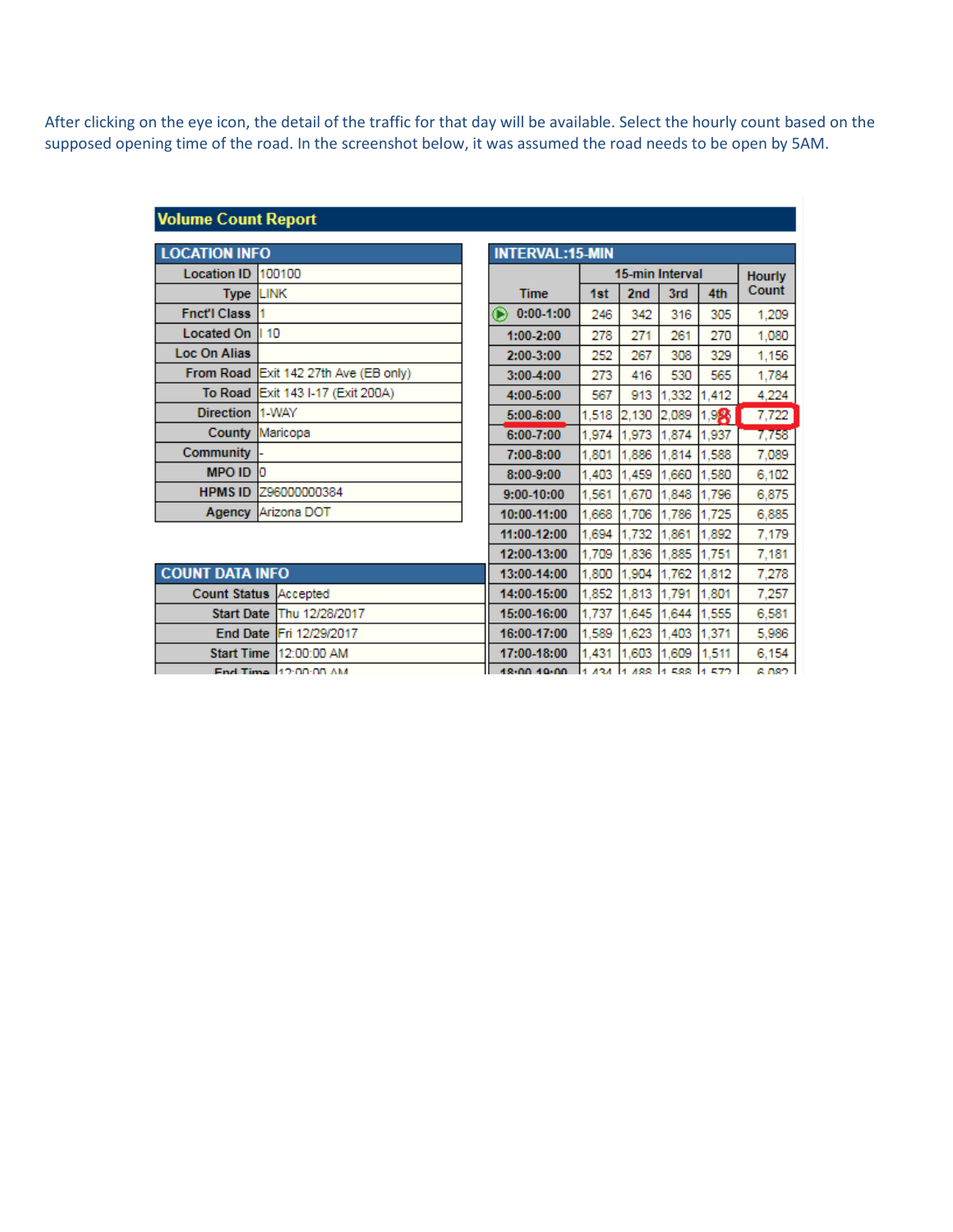After clicking on the eye icon, the detail of the traffic for that day will be available. Select the hourly count based on the supposed opening time of the road. In the screenshot below, it was assumed the road needs to be open by 5AM.

## Volume Count Report

| LOCATION INFO | |
|---|---|
| Location ID | 100100 |
| Type | LINK |
| Fnct'l Class | 1 |
| Located On | I 10 |
| Loc On Alias | |
| From Road | Exit 142 27th Ave (EB only) |
| To Road | Exit 143 I-17 (Exit 200A) |
| Direction | 1-WAY |
| County | Maricopa |
| Community | - |
| MPO ID | 0 |
| HPMS ID | Z96000000384 |
| Agency | Arizona DOT |

| COUNT DATA INFO | |
|---|---|
| Count Status | Accepted |
| Start Date | Thu 12/28/2017 |
| End Date | Fri 12/29/2017 |
| Start Time | 12:00:00 AM |
| End Time | 12:00:00 AM |

| INTERVAL:15-MIN | 15-min Interval | | | | Hourly Count |
|---|---|---|---|---|---|
| Time | 1st | 2nd | 3rd | 4th | |
| 0:00-1:00 | 246 | 342 | 316 | 305 | 1,209 |
| 1:00-2:00 | 278 | 271 | 261 | 270 | 1,080 |
| 2:00-3:00 | 252 | 267 | 308 | 329 | 1,156 |
| 3:00-4:00 | 273 | 416 | 530 | 565 | 1,784 |
| 4:00-5:00 | 567 | 913 | 1,332 | 1,412 | 4,224 |
| 5:00-6:00 | 1,518 | 2,130 | 2,089 | 1,985 | 7,722 |
| 6:00-7:00 | 1,974 | 1,973 | 1,874 | 1,937 | 7,758 |
| 7:00-8:00 | 1,801 | 1,886 | 1,814 | 1,588 | 7,089 |
| 8:00-9:00 | 1,403 | 1,459 | 1,660 | 1,580 | 6,102 |
| 9:00-10:00 | 1,561 | 1,670 | 1,848 | 1,796 | 6,875 |
| 10:00-11:00 | 1,668 | 1,706 | 1,786 | 1,725 | 6,885 |
| 11:00-12:00 | 1,694 | 1,732 | 1,861 | 1,892 | 7,179 |
| 12:00-13:00 | 1,709 | 1,836 | 1,885 | 1,751 | 7,181 |
| 13:00-14:00 | 1,800 | 1,904 | 1,762 | 1,812 | 7,278 |
| 14:00-15:00 | 1,852 | 1,813 | 1,791 | 1,801 | 7,257 |
| 15:00-16:00 | 1,737 | 1,645 | 1,644 | 1,555 | 6,581 |
| 16:00-17:00 | 1,589 | 1,623 | 1,403 | 1,371 | 5,986 |
| 17:00-18:00 | 1,431 | 1,603 | 1,609 | 1,511 | 6,154 |
| 18:00-19:00 | 1,434 | 1,488 | 1,588 | 1,572 | 6,082 |